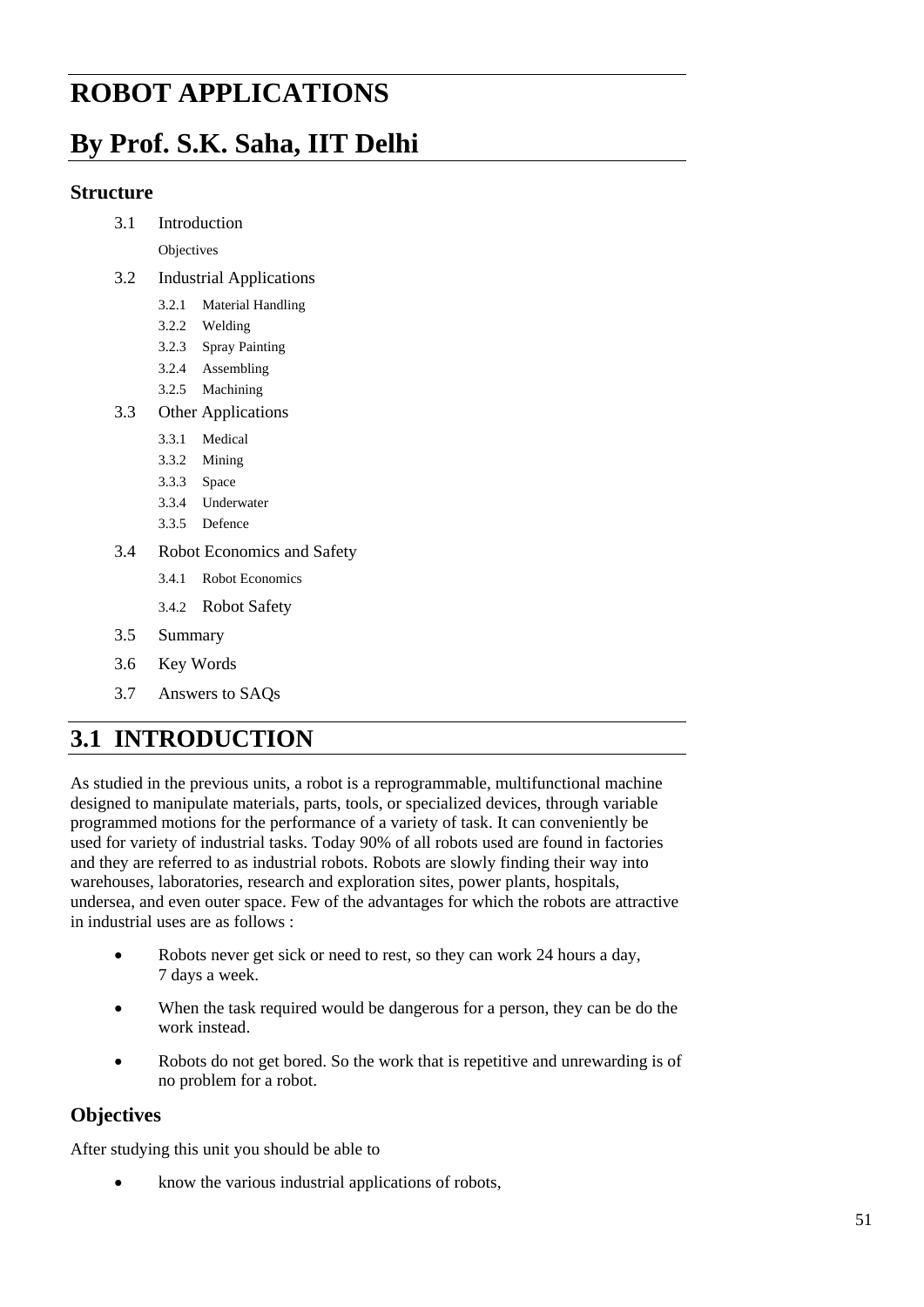# ROBOT APPLICATIONS

# By Prof. S.K. Saha, IIT Delhi

### Structure

- 3.1 Introduction
  - Objectives
- 3.2 Industrial Applications
  - 3.2.1 Material Handling
  - 3.2.2 Welding
  - 3.2.3 Spray Painting
  - 3.2.4 Assembling
  - 3.2.5 Machining
- 3.3 Other Applications
  - 3.3.1 Medical
  - 3.3.2 Mining
  - 3.3.3 Space
  - 3.3.4 Underwater
  - 3.3.5 Defence
- 3.4 Robot Economics and Safety
  - 3.4.1 Robot Economics
  - 3.4.2 Robot Safety
- 3.5 Summary
- 3.6 Key Words
- 3.7 Answers to SAQs

## 3.1 INTRODUCTION

As studied in the previous units, a robot is a reprogrammable, multifunctional machine designed to manipulate materials, parts, tools, or specialized devices, through variable programmed motions for the performance of a variety of task. It can conveniently be used for variety of industrial tasks. Today 90% of all robots used are found in factories and they are referred to as industrial robots. Robots are slowly finding their way into warehouses, laboratories, research and exploration sites, power plants, hospitals, undersea, and even outer space. Few of the advantages for which the robots are attractive in industrial uses are as follows :

- Robots never get sick or need to rest, so they can work 24 hours a day, 7 days a week.
- When the task required would be dangerous for a person, they can be do the work instead.
- Robots do not get bored. So the work that is repetitive and unrewarding is of no problem for a robot.

### Objectives

After studying this unit you should be able to

- know the various industrial applications of robots,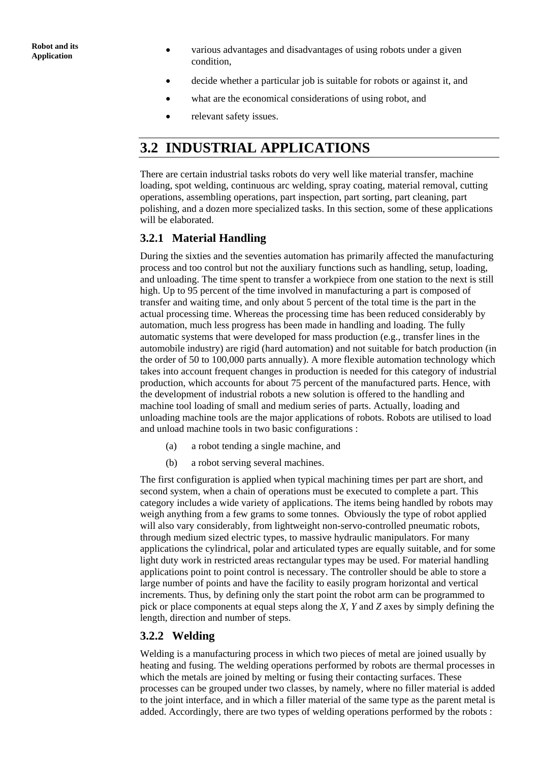- various advantages and disadvantages of using robots under a given condition,
- decide whether a particular job is suitable for robots or against it, and
- what are the economical considerations of using robot, and
- relevant safety issues.

## 3.2 INDUSTRIAL APPLICATIONS

There are certain industrial tasks robots do very well like material transfer, machine loading, spot welding, continuous arc welding, spray coating, material removal, cutting operations, assembling operations, part inspection, part sorting, part cleaning, part polishing, and a dozen more specialized tasks. In this section, some of these applications will be elaborated.

### 3.2.1 Material Handling

During the sixties and the seventies automation has primarily affected the manufacturing process and too control but not the auxiliary functions such as handling, setup, loading, and unloading. The time spent to transfer a workpiece from one station to the next is still high. Up to 95 percent of the time involved in manufacturing a part is composed of transfer and waiting time, and only about 5 percent of the total time is the part in the actual processing time. Whereas the processing time has been reduced considerably by automation, much less progress has been made in handling and loading. The fully automatic systems that were developed for mass production (e.g., transfer lines in the automobile industry) are rigid (hard automation) and not suitable for batch production (in the order of 50 to 100,000 parts annually). A more flexible automation technology which takes into account frequent changes in production is needed for this category of industrial production, which accounts for about 75 percent of the manufactured parts. Hence, with the development of industrial robots a new solution is offered to the handling and machine tool loading of small and medium series of parts. Actually, loading and unloading machine tools are the major applications of robots. Robots are utilised to load and unload machine tools in two basic configurations :

(a) a robot tending a single machine, and

(b) a robot serving several machines.

The first configuration is applied when typical machining times per part are short, and second system, when a chain of operations must be executed to complete a part. This category includes a wide variety of applications. The items being handled by robots may weigh anything from a few grams to some tonnes. Obviously the type of robot applied will also vary considerably, from lightweight non-servo-controlled pneumatic robots, through medium sized electric types, to massive hydraulic manipulators. For many applications the cylindrical, polar and articulated types are equally suitable, and for some light duty work in restricted areas rectangular types may be used. For material handling applications point to point control is necessary. The controller should be able to store a large number of points and have the facility to easily program horizontal and vertical increments. Thus, by defining only the start point the robot arm can be programmed to pick or place components at equal steps along the *X*, *Y* and *Z* axes by simply defining the length, direction and number of steps.

### 3.2.2 Welding

Welding is a manufacturing process in which two pieces of metal are joined usually by heating and fusing. The welding operations performed by robots are thermal processes in which the metals are joined by melting or fusing their contacting surfaces. These processes can be grouped under two classes, by namely, where no filler material is added to the joint interface, and in which a filler material of the same type as the parent metal is added. Accordingly, there are two types of welding operations performed by the robots :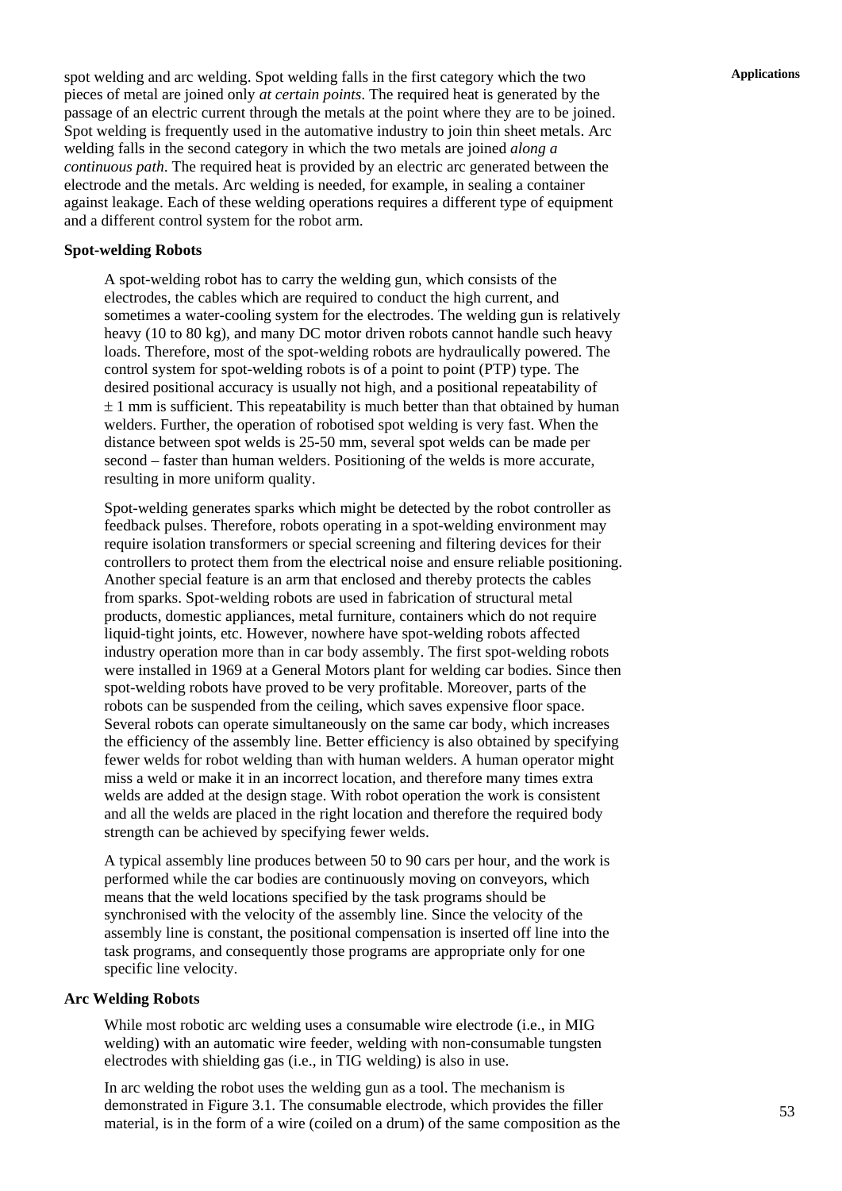spot welding and arc welding. Spot welding falls in the first category which the two pieces of metal are joined only *at certain points*. The required heat is generated by the passage of an electric current through the metals at the point where they are to be joined. Spot welding is frequently used in the automative industry to join thin sheet metals. Arc welding falls in the second category in which the two metals are joined *along a continuous path*. The required heat is provided by an electric arc generated between the electrode and the metals. Arc welding is needed, for example, in sealing a container against leakage. Each of these welding operations requires a different type of equipment and a different control system for the robot arm.

**Spot-welding Robots**

A spot-welding robot has to carry the welding gun, which consists of the electrodes, the cables which are required to conduct the high current, and sometimes a water-cooling system for the electrodes. The welding gun is relatively heavy (10 to 80 kg), and many DC motor driven robots cannot handle such heavy loads. Therefore, most of the spot-welding robots are hydraulically powered. The control system for spot-welding robots is of a point to point (PTP) type. The desired positional accuracy is usually not high, and a positional repeatability of $\pm$ 1 mm is sufficient. This repeatability is much better than that obtained by human welders. Further, the operation of robotised spot welding is very fast. When the distance between spot welds is 25-50 mm, several spot welds can be made per second – faster than human welders. Positioning of the welds is more accurate, resulting in more uniform quality.

Spot-welding generates sparks which might be detected by the robot controller as feedback pulses. Therefore, robots operating in a spot-welding environment may require isolation transformers or special screening and filtering devices for their controllers to protect them from the electrical noise and ensure reliable positioning. Another special feature is an arm that enclosed and thereby protects the cables from sparks. Spot-welding robots are used in fabrication of structural metal products, domestic appliances, metal furniture, containers which do not require liquid-tight joints, etc. However, nowhere have spot-welding robots affected industry operation more than in car body assembly. The first spot-welding robots were installed in 1969 at a General Motors plant for welding car bodies. Since then spot-welding robots have proved to be very profitable. Moreover, parts of the robots can be suspended from the ceiling, which saves expensive floor space. Several robots can operate simultaneously on the same car body, which increases the efficiency of the assembly line. Better efficiency is also obtained by specifying fewer welds for robot welding than with human welders. A human operator might miss a weld or make it in an incorrect location, and therefore many times extra welds are added at the design stage. With robot operation the work is consistent and all the welds are placed in the right location and therefore the required body strength can be achieved by specifying fewer welds.

A typical assembly line produces between 50 to 90 cars per hour, and the work is performed while the car bodies are continuously moving on conveyors, which means that the weld locations specified by the task programs should be synchronised with the velocity of the assembly line. Since the velocity of the assembly line is constant, the positional compensation is inserted off line into the task programs, and consequently those programs are appropriate only for one specific line velocity.

**Arc Welding Robots**

While most robotic arc welding uses a consumable wire electrode (i.e., in MIG welding) with an automatic wire feeder, welding with non-consumable tungsten electrodes with shielding gas (i.e., in TIG welding) is also in use.

In arc welding the robot uses the welding gun as a tool. The mechanism is demonstrated in Figure 3.1. The consumable electrode, which provides the filler material, is in the form of a wire (coiled on a drum) of the same composition as the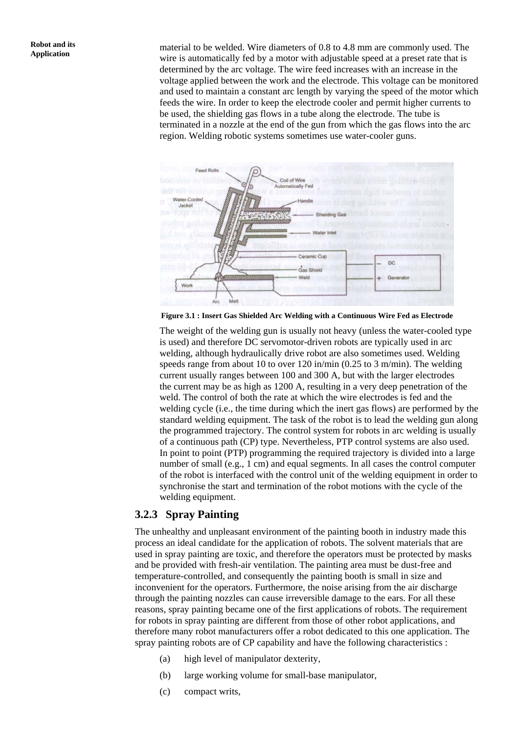material to be welded. Wire diameters of 0.8 to 4.8 mm are commonly used. The wire is automatically fed by a motor with adjustable speed at a preset rate that is determined by the arc voltage. The wire feed increases with an increase in the voltage applied between the work and the electrode. This voltage can be monitored and used to maintain a constant arc length by varying the speed of the motor which feeds the wire. In order to keep the electrode cooler and permit higher currents to be used, the shielding gas flows in a tube along the electrode. The tube is terminated in a nozzle at the end of the gun from which the gas flows into the arc region. Welding robotic systems sometimes use water-cooler guns.

**Figure 3.1 : Insert Gas Shielded Arc Welding with a Continuous Wire Fed as Electrode**

The weight of the welding gun is usually not heavy (unless the water-cooled type is used) and therefore DC servomotor-driven robots are typically used in arc welding, although hydraulically drive robot are also sometimes used. Welding speeds range from about 10 to over 120 in/min (0.25 to 3 m/min). The welding current usually ranges between 100 and 300 A, but with the larger electrodes the current may be as high as 1200 A, resulting in a very deep penetration of the weld. The control of both the rate at which the wire electrodes is fed and the welding cycle (i.e., the time during which the inert gas flows) are performed by the standard welding equipment. The task of the robot is to lead the welding gun along the programmed trajectory. The control system for robots in arc welding is usually of a continuous path (CP) type. Nevertheless, PTP control systems are also used. In point to point (PTP) programming the required trajectory is divided into a large number of small (e.g., 1 cm) and equal segments. In all cases the control computer of the robot is interfaced with the control unit of the welding equipment in order to synchronise the start and termination of the robot motions with the cycle of the welding equipment.

### 3.2.3 Spray Painting

The unhealthy and unpleasant environment of the painting booth in industry made this process an ideal candidate for the application of robots. The solvent materials that are used in spray painting are toxic, and therefore the operators must be protected by masks and be provided with fresh-air ventilation. The painting area must be dust-free and temperature-controlled, and consequently the painting booth is small in size and inconvenient for the operators. Furthermore, the noise arising from the air discharge through the painting nozzles can cause irreversible damage to the ears. For all these reasons, spray painting became one of the first applications of robots. The requirement for robots in spray painting are different from those of other robot applications, and therefore many robot manufacturers offer a robot dedicated to this one application. The spray painting robots are of CP capability and have the following characteristics :

(a) high level of manipulator dexterity,

(b) large working volume for small-base manipulator,

(c) compact writs,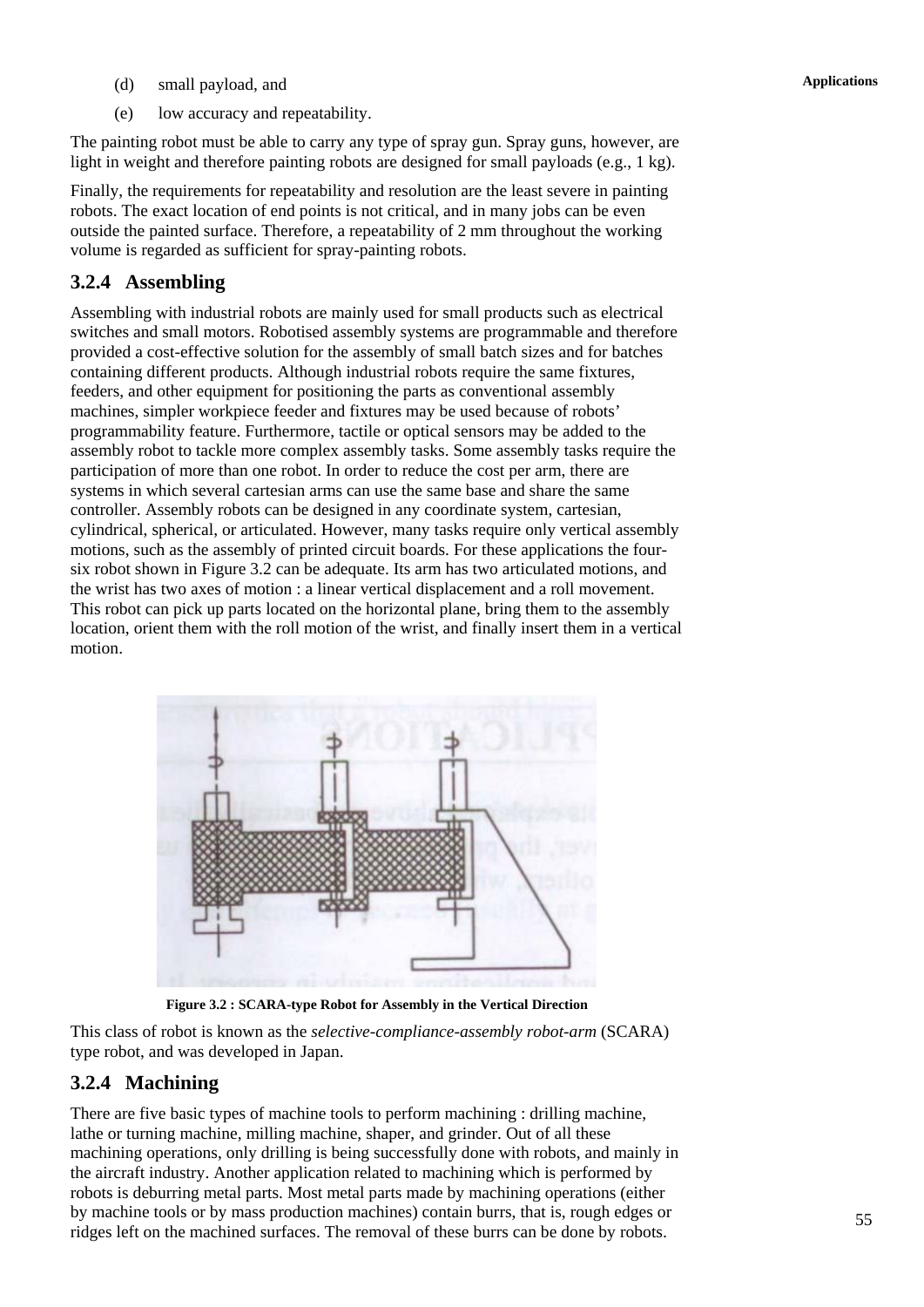(d) small payload, and

(e) low accuracy and repeatability.

The painting robot must be able to carry any type of spray gun. Spray guns, however, are light in weight and therefore painting robots are designed for small payloads (e.g., 1 kg).

Finally, the requirements for repeatability and resolution are the least severe in painting robots. The exact location of end points is not critical, and in many jobs can be even outside the painted surface. Therefore, a repeatability of 2 mm throughout the working volume is regarded as sufficient for spray-painting robots.

### 3.2.4 Assembling

Assembling with industrial robots are mainly used for small products such as electrical switches and small motors. Robotised assembly systems are programmable and therefore provided a cost-effective solution for the assembly of small batch sizes and for batches containing different products. Although industrial robots require the same fixtures, feeders, and other equipment for positioning the parts as conventional assembly machines, simpler workpiece feeder and fixtures may be used because of robots' programmability feature. Furthermore, tactile or optical sensors may be added to the assembly robot to tackle more complex assembly tasks. Some assembly tasks require the participation of more than one robot. In order to reduce the cost per arm, there are systems in which several cartesian arms can use the same base and share the same controller. Assembly robots can be designed in any coordinate system, cartesian, cylindrical, spherical, or articulated. However, many tasks require only vertical assembly motions, such as the assembly of printed circuit boards. For these applications the four-six robot shown in Figure 3.2 can be adequate. Its arm has two articulated motions, and the wrist has two axes of motion : a linear vertical displacement and a roll movement. This robot can pick up parts located on the horizontal plane, bring them to the assembly location, orient them with the roll motion of the wrist, and finally insert them in a vertical motion.

**Figure 3.2 : SCARA-type Robot for Assembly in the Vertical Direction**

This class of robot is known as the *selective-compliance-assembly robot-arm* (SCARA) type robot, and was developed in Japan.

### 3.2.4 Machining

There are five basic types of machine tools to perform machining : drilling machine, lathe or turning machine, milling machine, shaper, and grinder. Out of all these machining operations, only drilling is being successfully done with robots, and mainly in the aircraft industry. Another application related to machining which is performed by robots is deburring metal parts. Most metal parts made by machining operations (either by machine tools or by mass production machines) contain burrs, that is, rough edges or ridges left on the machined surfaces. The removal of these burrs can be done by robots.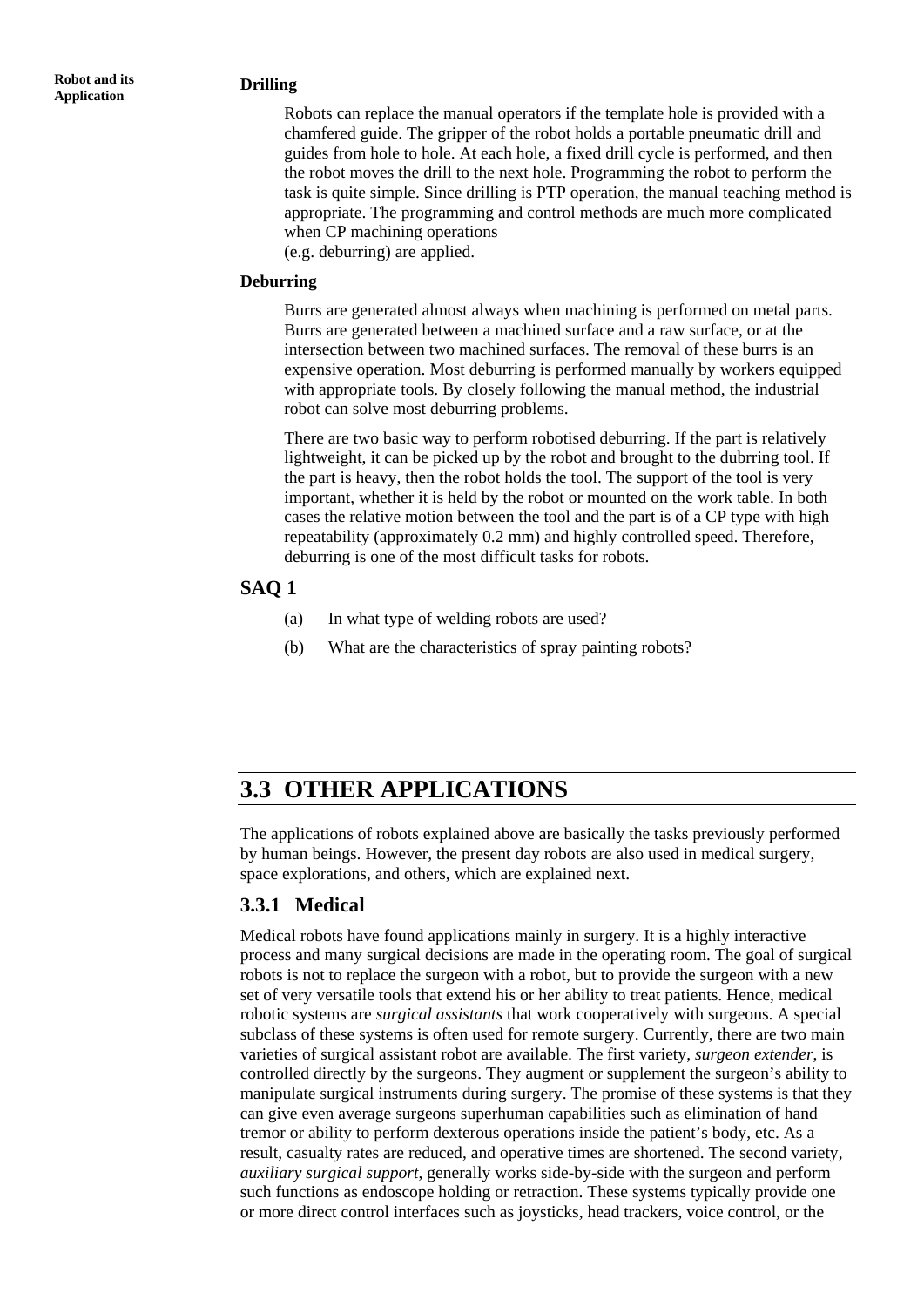**Drilling**

Robots can replace the manual operators if the template hole is provided with a chamfered guide. The gripper of the robot holds a portable pneumatic drill and guides from hole to hole. At each hole, a fixed drill cycle is performed, and then the robot moves the drill to the next hole. Programming the robot to perform the task is quite simple. Since drilling is PTP operation, the manual teaching method is appropriate. The programming and control methods are much more complicated when CP machining operations (e.g. deburring) are applied.

**Deburring**

Burrs are generated almost always when machining is performed on metal parts. Burrs are generated between a machined surface and a raw surface, or at the intersection between two machined surfaces. The removal of these burrs is an expensive operation. Most deburring is performed manually by workers equipped with appropriate tools. By closely following the manual method, the industrial robot can solve most deburring problems.

There are two basic way to perform robotised deburring. If the part is relatively lightweight, it can be picked up by the robot and brought to the dubrring tool. If the part is heavy, then the robot holds the tool. The support of the tool is very important, whether it is held by the robot or mounted on the work table. In both cases the relative motion between the tool and the part is of a CP type with high repeatability (approximately 0.2 mm) and highly controlled speed. Therefore, deburring is one of the most difficult tasks for robots.

## SAQ 1

(a) In what type of welding robots are used?

(b) What are the characteristics of spray painting robots?

## 3.3 OTHER APPLICATIONS

The applications of robots explained above are basically the tasks previously performed by human beings. However, the present day robots are also used in medical surgery, space explorations, and others, which are explained next.

### 3.3.1 Medical

Medical robots have found applications mainly in surgery. It is a highly interactive process and many surgical decisions are made in the operating room. The goal of surgical robots is not to replace the surgeon with a robot, but to provide the surgeon with a new set of very versatile tools that extend his or her ability to treat patients. Hence, medical robotic systems are *surgical assistants* that work cooperatively with surgeons. A special subclass of these systems is often used for remote surgery. Currently, there are two main varieties of surgical assistant robot are available. The first variety, *surgeon extender*, is controlled directly by the surgeons. They augment or supplement the surgeon's ability to manipulate surgical instruments during surgery. The promise of these systems is that they can give even average surgeons superhuman capabilities such as elimination of hand tremor or ability to perform dexterous operations inside the patient's body, etc. As a result, casualty rates are reduced, and operative times are shortened. The second variety, *auxiliary surgical support*, generally works side-by-side with the surgeon and perform such functions as endoscope holding or retraction. These systems typically provide one or more direct control interfaces such as joysticks, head trackers, voice control, or the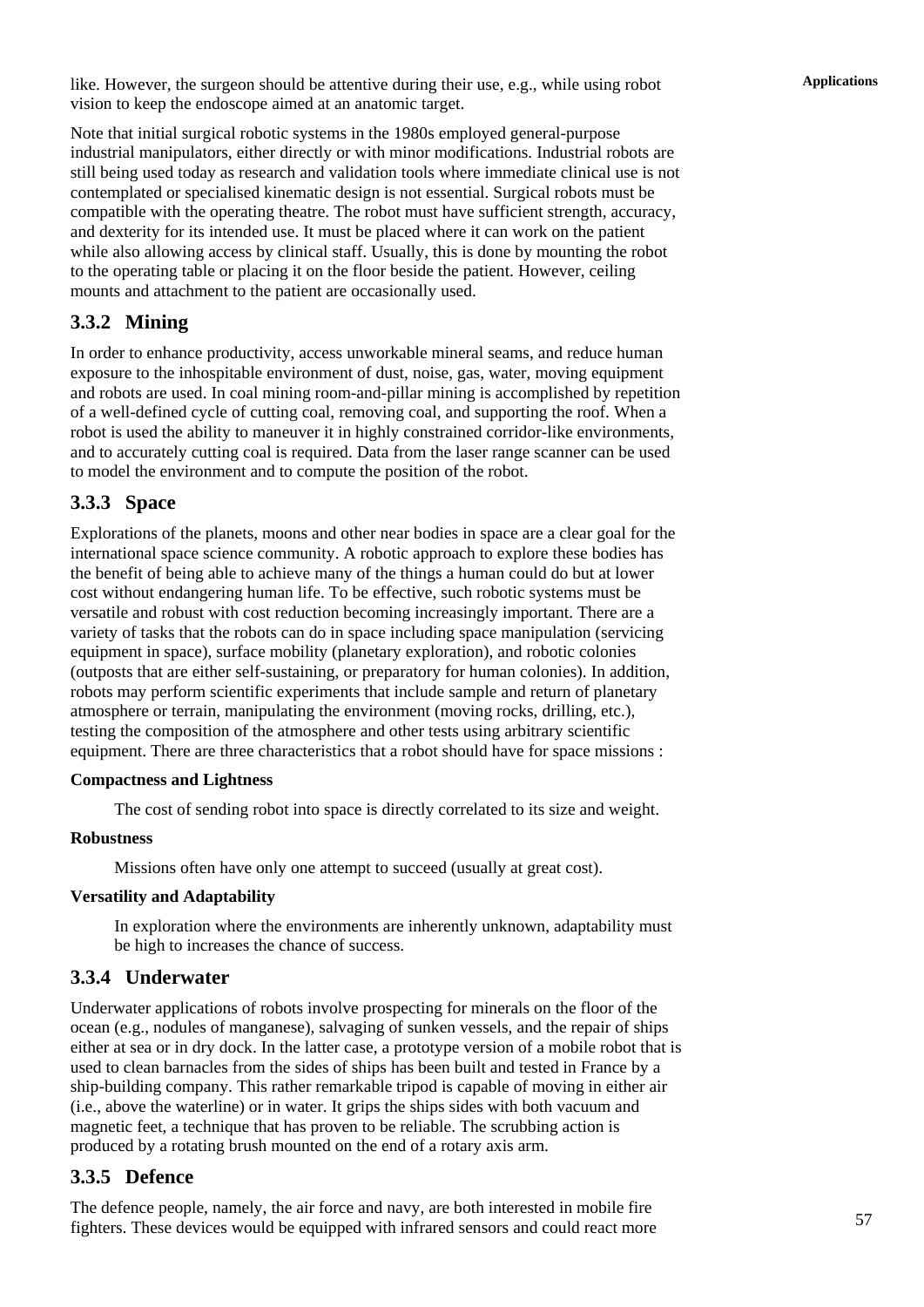like. However, the surgeon should be attentive during their use, e.g., while using robot vision to keep the endoscope aimed at an anatomic target.

Note that initial surgical robotic systems in the 1980s employed general-purpose industrial manipulators, either directly or with minor modifications. Industrial robots are still being used today as research and validation tools where immediate clinical use is not contemplated or specialised kinematic design is not essential. Surgical robots must be compatible with the operating theatre. The robot must have sufficient strength, accuracy, and dexterity for its intended use. It must be placed where it can work on the patient while also allowing access by clinical staff. Usually, this is done by mounting the robot to the operating table or placing it on the floor beside the patient. However, ceiling mounts and attachment to the patient are occasionally used.

### 3.3.2 Mining

In order to enhance productivity, access unworkable mineral seams, and reduce human exposure to the inhospitable environment of dust, noise, gas, water, moving equipment and robots are used. In coal mining room-and-pillar mining is accomplished by repetition of a well-defined cycle of cutting coal, removing coal, and supporting the roof. When a robot is used the ability to maneuver it in highly constrained corridor-like environments, and to accurately cutting coal is required. Data from the laser range scanner can be used to model the environment and to compute the position of the robot.

### 3.3.3 Space

Explorations of the planets, moons and other near bodies in space are a clear goal for the international space science community. A robotic approach to explore these bodies has the benefit of being able to achieve many of the things a human could do but at lower cost without endangering human life. To be effective, such robotic systems must be versatile and robust with cost reduction becoming increasingly important. There are a variety of tasks that the robots can do in space including space manipulation (servicing equipment in space), surface mobility (planetary exploration), and robotic colonies (outposts that are either self-sustaining, or preparatory for human colonies). In addition, robots may perform scientific experiments that include sample and return of planetary atmosphere or terrain, manipulating the environment (moving rocks, drilling, etc.), testing the composition of the atmosphere and other tests using arbitrary scientific equipment. There are three characteristics that a robot should have for space missions :

**Compactness and Lightness**

The cost of sending robot into space is directly correlated to its size and weight.

**Robustness**

Missions often have only one attempt to succeed (usually at great cost).

**Versatility and Adaptability**

In exploration where the environments are inherently unknown, adaptability must be high to increases the chance of success.

### 3.3.4 Underwater

Underwater applications of robots involve prospecting for minerals on the floor of the ocean (e.g., nodules of manganese), salvaging of sunken vessels, and the repair of ships either at sea or in dry dock. In the latter case, a prototype version of a mobile robot that is used to clean barnacles from the sides of ships has been built and tested in France by a ship-building company. This rather remarkable tripod is capable of moving in either air (i.e., above the waterline) or in water. It grips the ships sides with both vacuum and magnetic feet, a technique that has proven to be reliable. The scrubbing action is produced by a rotating brush mounted on the end of a rotary axis arm.

### 3.3.5 Defence

The defence people, namely, the air force and navy, are both interested in mobile fire fighters. These devices would be equipped with infrared sensors and could react more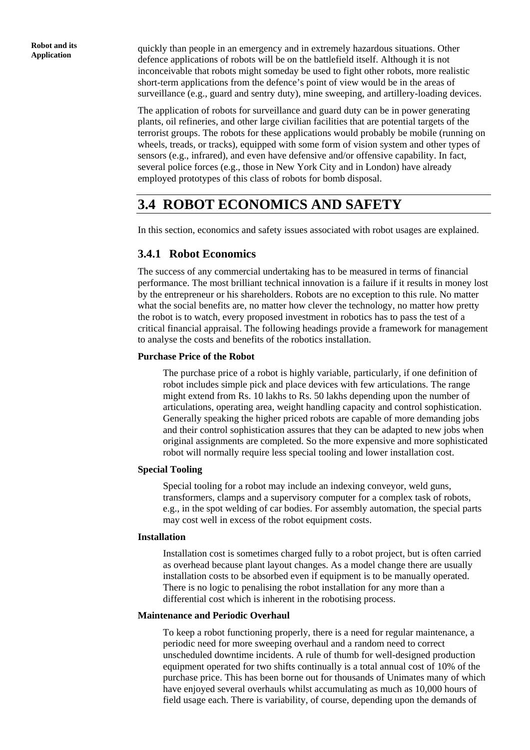quickly than people in an emergency and in extremely hazardous situations. Other defence applications of robots will be on the battlefield itself. Although it is not inconceivable that robots might someday be used to fight other robots, more realistic short-term applications from the defence's point of view would be in the areas of surveillance (e.g., guard and sentry duty), mine sweeping, and artillery-loading devices.

The application of robots for surveillance and guard duty can be in power generating plants, oil refineries, and other large civilian facilities that are potential targets of the terrorist groups. The robots for these applications would probably be mobile (running on wheels, treads, or tracks), equipped with some form of vision system and other types of sensors (e.g., infrared), and even have defensive and/or offensive capability. In fact, several police forces (e.g., those in New York City and in London) have already employed prototypes of this class of robots for bomb disposal.

## 3.4 ROBOT ECONOMICS AND SAFETY

In this section, economics and safety issues associated with robot usages are explained.

### 3.4.1 Robot Economics

The success of any commercial undertaking has to be measured in terms of financial performance. The most brilliant technical innovation is a failure if it results in money lost by the entrepreneur or his shareholders. Robots are no exception to this rule. No matter what the social benefits are, no matter how clever the technology, no matter how pretty the robot is to watch, every proposed investment in robotics has to pass the test of a critical financial appraisal. The following headings provide a framework for management to analyse the costs and benefits of the robotics installation.

**Purchase Price of the Robot**

The purchase price of a robot is highly variable, particularly, if one definition of robot includes simple pick and place devices with few articulations. The range might extend from Rs. 10 lakhs to Rs. 50 lakhs depending upon the number of articulations, operating area, weight handling capacity and control sophistication. Generally speaking the higher priced robots are capable of more demanding jobs and their control sophistication assures that they can be adapted to new jobs when original assignments are completed. So the more expensive and more sophisticated robot will normally require less special tooling and lower installation cost.

**Special Tooling**

Special tooling for a robot may include an indexing conveyor, weld guns, transformers, clamps and a supervisory computer for a complex task of robots, e.g., in the spot welding of car bodies. For assembly automation, the special parts may cost well in excess of the robot equipment costs.

**Installation**

Installation cost is sometimes charged fully to a robot project, but is often carried as overhead because plant layout changes. As a model change there are usually installation costs to be absorbed even if equipment is to be manually operated. There is no logic to penalising the robot installation for any more than a differential cost which is inherent in the robotising process.

**Maintenance and Periodic Overhaul**

To keep a robot functioning properly, there is a need for regular maintenance, a periodic need for more sweeping overhaul and a random need to correct unscheduled downtime incidents. A rule of thumb for well-designed production equipment operated for two shifts continually is a total annual cost of 10% of the purchase price. This has been borne out for thousands of Unimates many of which have enjoyed several overhauls whilst accumulating as much as 10,000 hours of field usage each. There is variability, of course, depending upon the demands of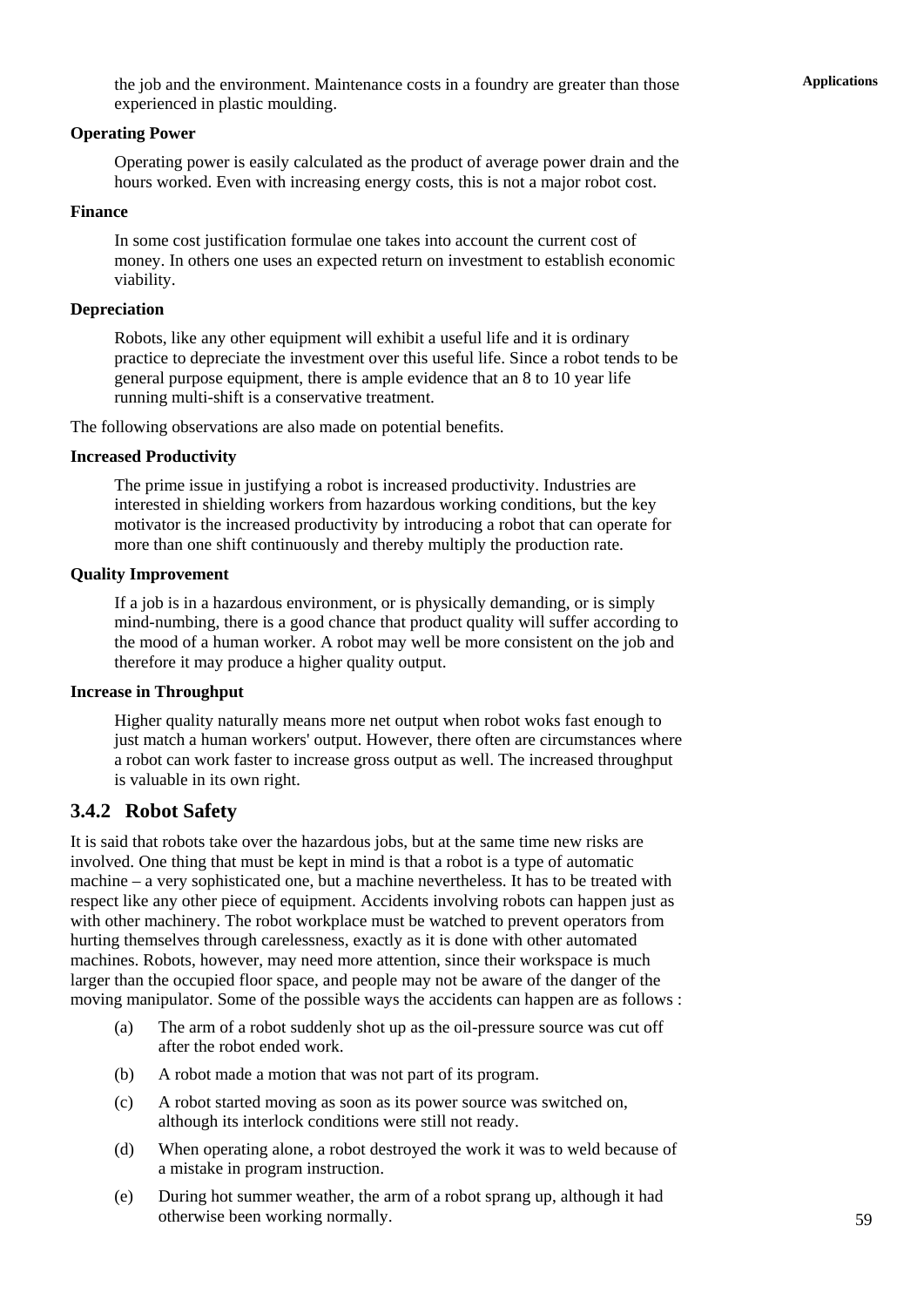the job and the environment. Maintenance costs in a foundry are greater than those experienced in plastic moulding.

**Operating Power**

Operating power is easily calculated as the product of average power drain and the hours worked. Even with increasing energy costs, this is not a major robot cost.

**Finance**

In some cost justification formulae one takes into account the current cost of money. In others one uses an expected return on investment to establish economic viability.

**Depreciation**

Robots, like any other equipment will exhibit a useful life and it is ordinary practice to depreciate the investment over this useful life. Since a robot tends to be general purpose equipment, there is ample evidence that an 8 to 10 year life running multi-shift is a conservative treatment.

The following observations are also made on potential benefits.

**Increased Productivity**

The prime issue in justifying a robot is increased productivity. Industries are interested in shielding workers from hazardous working conditions, but the key motivator is the increased productivity by introducing a robot that can operate for more than one shift continuously and thereby multiply the production rate.

**Quality Improvement**

If a job is in a hazardous environment, or is physically demanding, or is simply mind-numbing, there is a good chance that product quality will suffer according to the mood of a human worker. A robot may well be more consistent on the job and therefore it may produce a higher quality output.

**Increase in Throughput**

Higher quality naturally means more net output when robot woks fast enough to just match a human workers' output. However, there often are circumstances where a robot can work faster to increase gross output as well. The increased throughput is valuable in its own right.

## 3.4.2 Robot Safety

It is said that robots take over the hazardous jobs, but at the same time new risks are involved. One thing that must be kept in mind is that a robot is a type of automatic machine – a very sophisticated one, but a machine nevertheless. It has to be treated with respect like any other piece of equipment. Accidents involving robots can happen just as with other machinery. The robot workplace must be watched to prevent operators from hurting themselves through carelessness, exactly as it is done with other automated machines. Robots, however, may need more attention, since their workspace is much larger than the occupied floor space, and people may not be aware of the danger of the moving manipulator. Some of the possible ways the accidents can happen are as follows :

(a) The arm of a robot suddenly shot up as the oil-pressure source was cut off after the robot ended work.

(b) A robot made a motion that was not part of its program.

(c) A robot started moving as soon as its power source was switched on, although its interlock conditions were still not ready.

(d) When operating alone, a robot destroyed the work it was to weld because of a mistake in program instruction.

(e) During hot summer weather, the arm of a robot sprang up, although it had otherwise been working normally.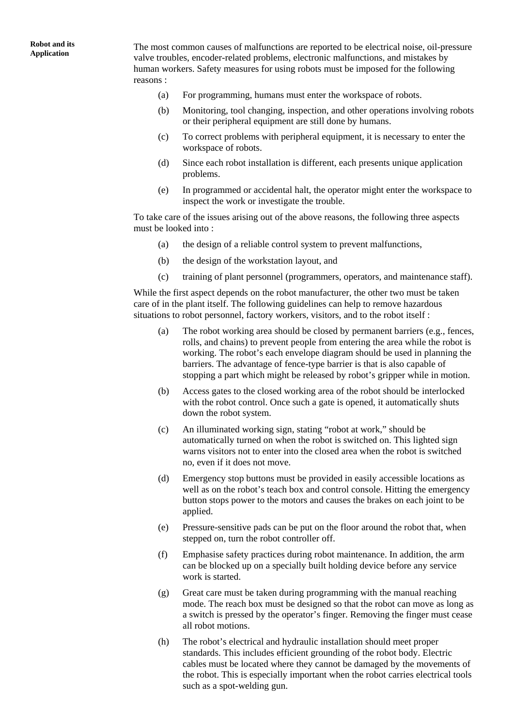The most common causes of malfunctions are reported to be electrical noise, oil-pressure valve troubles, encoder-related problems, electronic malfunctions, and mistakes by human workers. Safety measures for using robots must be imposed for the following reasons :

(a) For programming, humans must enter the workspace of robots.

(b) Monitoring, tool changing, inspection, and other operations involving robots or their peripheral equipment are still done by humans.

(c) To correct problems with peripheral equipment, it is necessary to enter the workspace of robots.

(d) Since each robot installation is different, each presents unique application problems.

(e) In programmed or accidental halt, the operator might enter the workspace to inspect the work or investigate the trouble.

To take care of the issues arising out of the above reasons, the following three aspects must be looked into :

(a) the design of a reliable control system to prevent malfunctions,

(b) the design of the workstation layout, and

(c) training of plant personnel (programmers, operators, and maintenance staff).

While the first aspect depends on the robot manufacturer, the other two must be taken care of in the plant itself. The following guidelines can help to remove hazardous situations to robot personnel, factory workers, visitors, and to the robot itself :

(a) The robot working area should be closed by permanent barriers (e.g., fences, rolls, and chains) to prevent people from entering the area while the robot is working. The robot's each envelope diagram should be used in planning the barriers. The advantage of fence-type barrier is that is also capable of stopping a part which might be released by robot's gripper while in motion.

(b) Access gates to the closed working area of the robot should be interlocked with the robot control. Once such a gate is opened, it automatically shuts down the robot system.

(c) An illuminated working sign, stating "robot at work," should be automatically turned on when the robot is switched on. This lighted sign warns visitors not to enter into the closed area when the robot is switched no, even if it does not move.

(d) Emergency stop buttons must be provided in easily accessible locations as well as on the robot's teach box and control console. Hitting the emergency button stops power to the motors and causes the brakes on each joint to be applied.

(e) Pressure-sensitive pads can be put on the floor around the robot that, when stepped on, turn the robot controller off.

(f) Emphasise safety practices during robot maintenance. In addition, the arm can be blocked up on a specially built holding device before any service work is started.

(g) Great care must be taken during programming with the manual reaching mode. The reach box must be designed so that the robot can move as long as a switch is pressed by the operator's finger. Removing the finger must cease all robot motions.

(h) The robot's electrical and hydraulic installation should meet proper standards. This includes efficient grounding of the robot body. Electric cables must be located where they cannot be damaged by the movements of the robot. This is especially important when the robot carries electrical tools such as a spot-welding gun.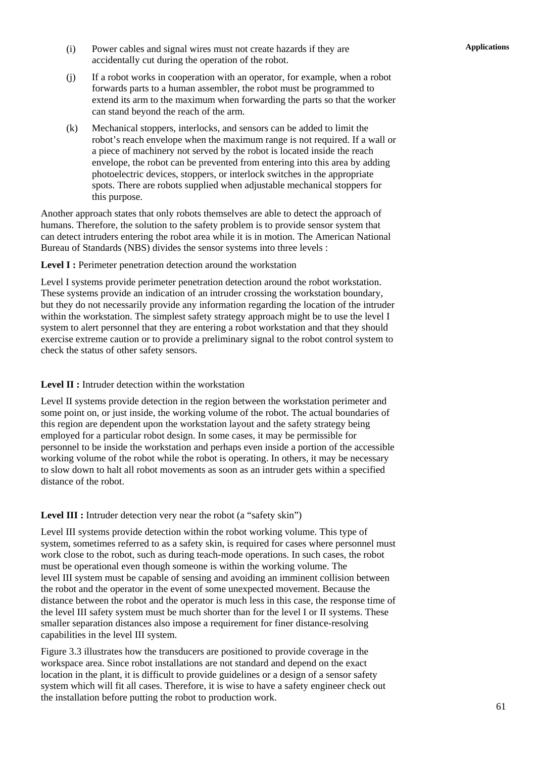(i) Power cables and signal wires must not create hazards if they are accidentally cut during the operation of the robot.

(j) If a robot works in cooperation with an operator, for example, when a robot forwards parts to a human assembler, the robot must be programmed to extend its arm to the maximum when forwarding the parts so that the worker can stand beyond the reach of the arm.

(k) Mechanical stoppers, interlocks, and sensors can be added to limit the robot's reach envelope when the maximum range is not required. If a wall or a piece of machinery not served by the robot is located inside the reach envelope, the robot can be prevented from entering into this area by adding photoelectric devices, stoppers, or interlock switches in the appropriate spots. There are robots supplied when adjustable mechanical stoppers for this purpose.

Another approach states that only robots themselves are able to detect the approach of humans. Therefore, the solution to the safety problem is to provide sensor system that can detect intruders entering the robot area while it is in motion. The American National Bureau of Standards (NBS) divides the sensor systems into three levels :

**Level I :** Perimeter penetration detection around the workstation

Level I systems provide perimeter penetration detection around the robot workstation. These systems provide an indication of an intruder crossing the workstation boundary, but they do not necessarily provide any information regarding the location of the intruder within the workstation. The simplest safety strategy approach might be to use the level I system to alert personnel that they are entering a robot workstation and that they should exercise extreme caution or to provide a preliminary signal to the robot control system to check the status of other safety sensors.

**Level II :** Intruder detection within the workstation

Level II systems provide detection in the region between the workstation perimeter and some point on, or just inside, the working volume of the robot. The actual boundaries of this region are dependent upon the workstation layout and the safety strategy being employed for a particular robot design. In some cases, it may be permissible for personnel to be inside the workstation and perhaps even inside a portion of the accessible working volume of the robot while the robot is operating. In others, it may be necessary to slow down to halt all robot movements as soon as an intruder gets within a specified distance of the robot.

**Level III :** Intruder detection very near the robot (a "safety skin")

Level III systems provide detection within the robot working volume. This type of system, sometimes referred to as a safety skin, is required for cases where personnel must work close to the robot, such as during teach-mode operations. In such cases, the robot must be operational even though someone is within the working volume. The level III system must be capable of sensing and avoiding an imminent collision between the robot and the operator in the event of some unexpected movement. Because the distance between the robot and the operator is much less in this case, the response time of the level III safety system must be much shorter than for the level I or II systems. These smaller separation distances also impose a requirement for finer distance-resolving capabilities in the level III system.

Figure 3.3 illustrates how the transducers are positioned to provide coverage in the workspace area. Since robot installations are not standard and depend on the exact location in the plant, it is difficult to provide guidelines or a design of a sensor safety system which will fit all cases. Therefore, it is wise to have a safety engineer check out the installation before putting the robot to production work.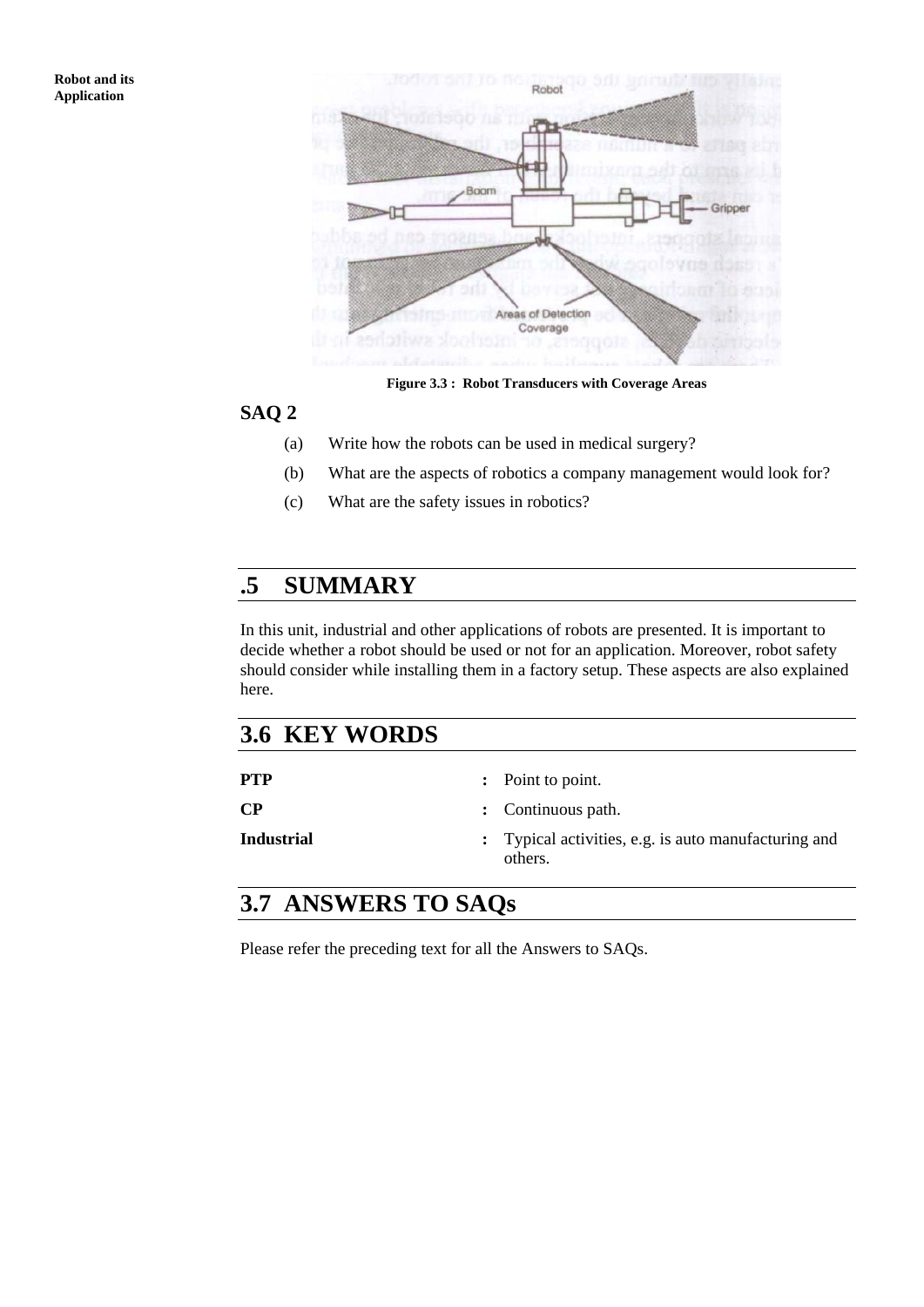Figure 3.3 : Robot Transducers with Coverage Areas

## SAQ 2

(a) Write how the robots can be used in medical surgery?

(b) What are the aspects of robotics a company management would look for?

(c) What are the safety issues in robotics?

## .5 SUMMARY

In this unit, industrial and other applications of robots are presented. It is important to decide whether a robot should be used or not for an application. Moreover, robot safety should consider while installing them in a factory setup. These aspects are also explained here.

## 3.6 KEY WORDS

| | | |
|---|---|---|
| **PTP** | **:** | Point to point. |
| **CP** | **:** | Continuous path. |
| **Industrial** | **:** | Typical activities, e.g. is auto manufacturing and others. |

## 3.7 ANSWERS TO SAQs

Please refer the preceding text for all the Answers to SAQs.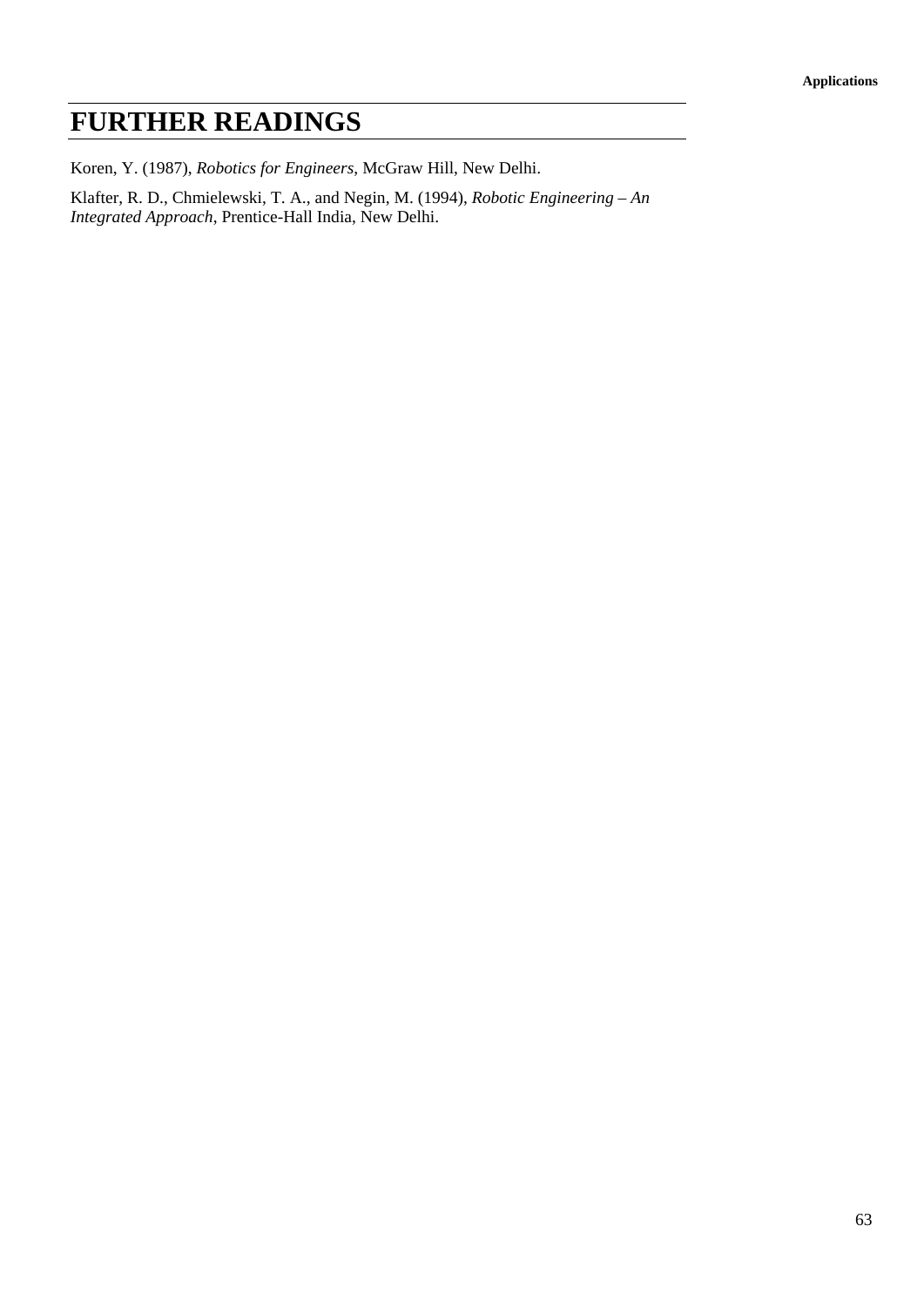# FURTHER READINGS

Koren, Y. (1987), *Robotics for Engineers*, McGraw Hill, New Delhi.

Klafter, R. D., Chmielewski, T. A., and Negin, M. (1994), *Robotic Engineering – An Integrated Approach*, Prentice-Hall India, New Delhi.